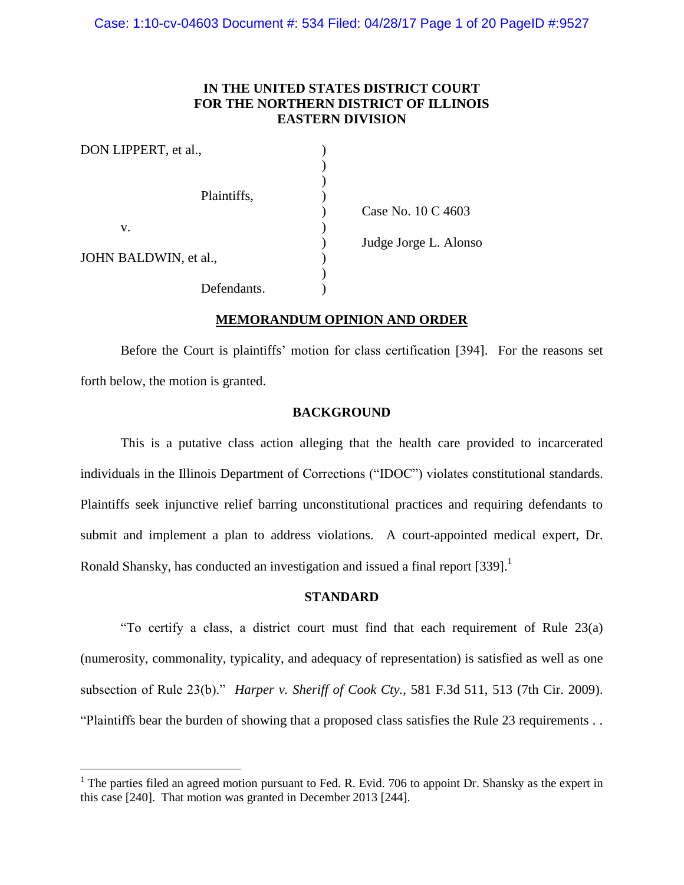IN THE UNITED STATES DISTRICT COURT
FOR THE NORTHERN DISTRICT OF ILLINOIS
EASTERN DIVISION

| | | |
|---|---|---|
| DON LIPPERT, et al., | ) | |
| Plaintiffs, | ) | |
| | ) | Case No. 10 C 4603 |
| v. | ) | |
| | ) | Judge Jorge L. Alonso |
| JOHN BALDWIN, et al., | ) | |
| Defendants. | ) | |

## MEMORANDUM OPINION AND ORDER

Before the Court is plaintiffs' motion for class certification [394]. For the reasons set forth below, the motion is granted.

## BACKGROUND

This is a putative class action alleging that the health care provided to incarcerated individuals in the Illinois Department of Corrections ("IDOC") violates constitutional standards. Plaintiffs seek injunctive relief barring unconstitutional practices and requiring defendants to submit and implement a plan to address violations. A court-appointed medical expert, Dr. Ronald Shansky, has conducted an investigation and issued a final report [339].[1]

## STANDARD

"To certify a class, a district court must find that each requirement of Rule 23(a) (numerosity, commonality, typicality, and adequacy of representation) is satisfied as well as one subsection of Rule 23(b)." *Harper v. Sheriff of Cook Cty.*, 581 F.3d 511, 513 (7th Cir. 2009). "Plaintiffs bear the burden of showing that a proposed class satisfies the Rule 23 requirements . .

---

[1] The parties filed an agreed motion pursuant to Fed. R. Evid. 706 to appoint Dr. Shansky as the expert in this case [240]. That motion was granted in December 2013 [244].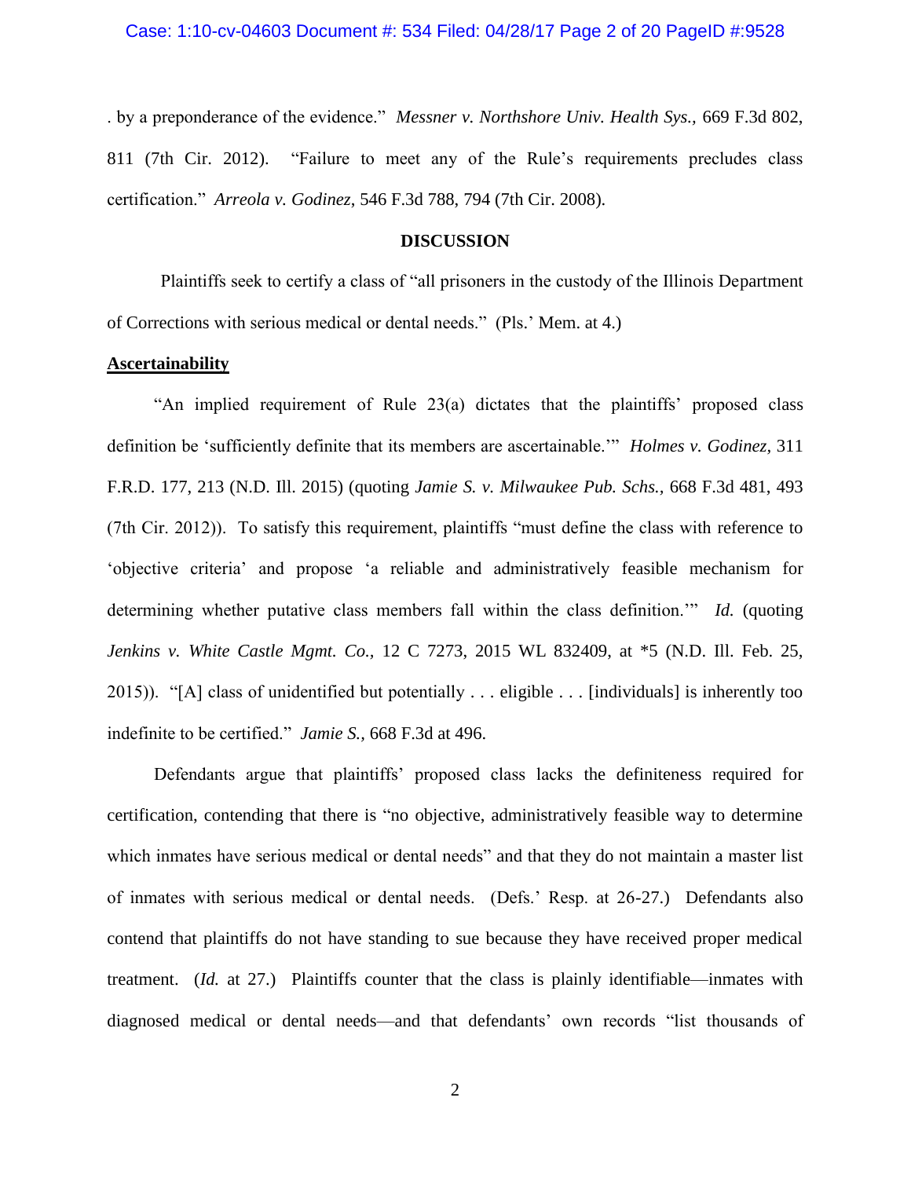. by a preponderance of the evidence." *Messner v. Northshore Univ. Health Sys.*, 669 F.3d 802, 811 (7th Cir. 2012). "Failure to meet any of the Rule's requirements precludes class certification." *Arreola v. Godinez*, 546 F.3d 788, 794 (7th Cir. 2008).

## DISCUSSION

Plaintiffs seek to certify a class of "all prisoners in the custody of the Illinois Department of Corrections with serious medical or dental needs." (Pls.' Mem. at 4.)

**Ascertainability**

"An implied requirement of Rule 23(a) dictates that the plaintiffs' proposed class definition be 'sufficiently definite that its members are ascertainable.'" *Holmes v. Godinez*, 311 F.R.D. 177, 213 (N.D. Ill. 2015) (quoting *Jamie S. v. Milwaukee Pub. Schs.*, 668 F.3d 481, 493 (7th Cir. 2012)). To satisfy this requirement, plaintiffs "must define the class with reference to 'objective criteria' and propose 'a reliable and administratively feasible mechanism for determining whether putative class members fall within the class definition.'" *Id.* (quoting *Jenkins v. White Castle Mgmt. Co.*, 12 C 7273, 2015 WL 832409, at *5 (N.D. Ill. Feb. 25, 2015)). "[A] class of unidentified but potentially . . . eligible . . . [individuals] is inherently too indefinite to be certified." *Jamie S.*, 668 F.3d at 496.

Defendants argue that plaintiffs' proposed class lacks the definiteness required for certification, contending that there is "no objective, administratively feasible way to determine which inmates have serious medical or dental needs" and that they do not maintain a master list of inmates with serious medical or dental needs. (Defs.' Resp. at 26-27.) Defendants also contend that plaintiffs do not have standing to sue because they have received proper medical treatment. (*Id.* at 27.) Plaintiffs counter that the class is plainly identifiable—inmates with diagnosed medical or dental needs—and that defendants' own records "list thousands of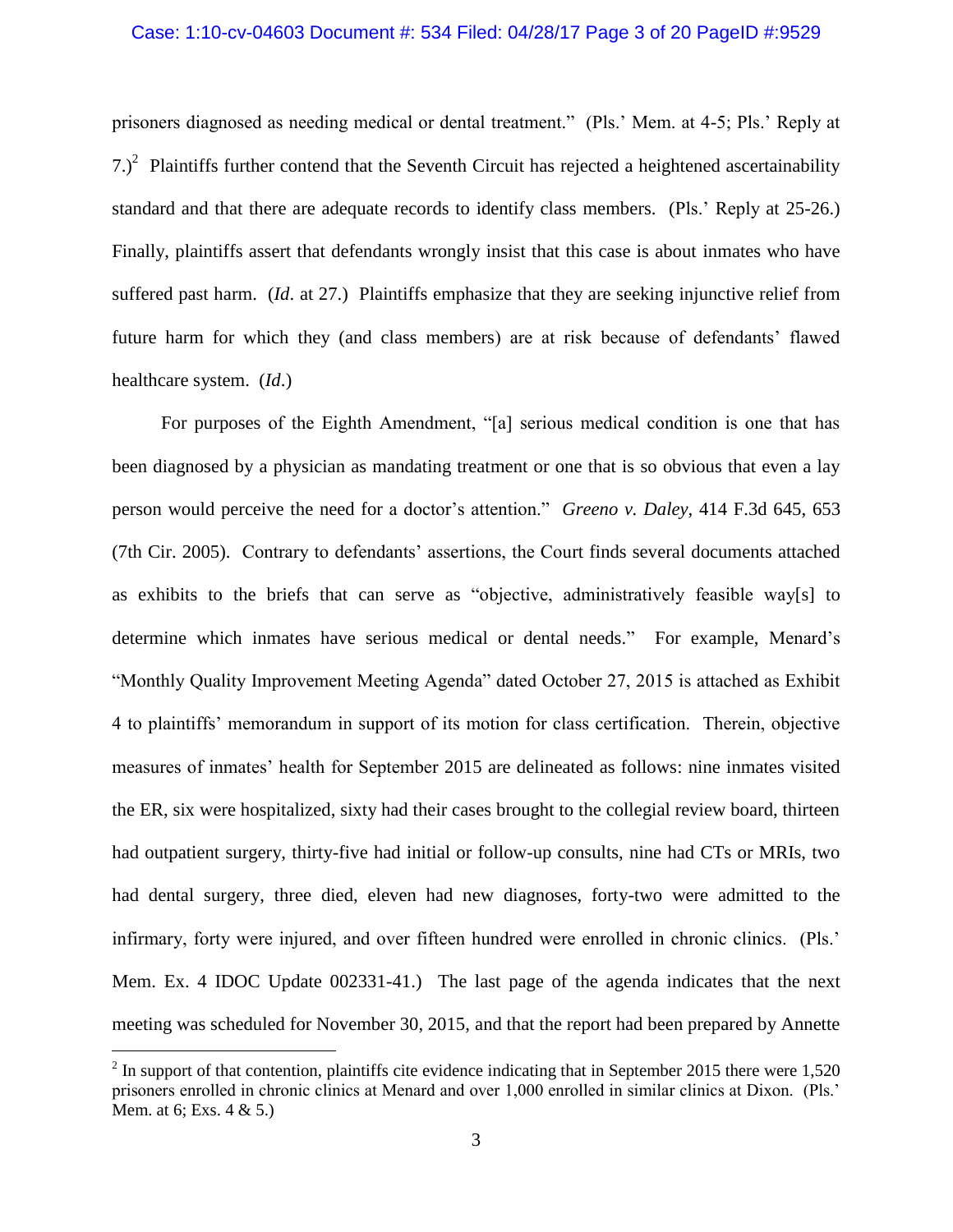prisoners diagnosed as needing medical or dental treatment." (Pls.' Mem. at 4-5; Pls.' Reply at 7.)[2] Plaintiffs further contend that the Seventh Circuit has rejected a heightened ascertainability standard and that there are adequate records to identify class members. (Pls.' Reply at 25-26.) Finally, plaintiffs assert that defendants wrongly insist that this case is about inmates who have suffered past harm. (*Id*. at 27.) Plaintiffs emphasize that they are seeking injunctive relief from future harm for which they (and class members) are at risk because of defendants' flawed healthcare system. (*Id*.)

For purposes of the Eighth Amendment, "[a] serious medical condition is one that has been diagnosed by a physician as mandating treatment or one that is so obvious that even a lay person would perceive the need for a doctor's attention." *Greeno v. Daley*, 414 F.3d 645, 653 (7th Cir. 2005). Contrary to defendants' assertions, the Court finds several documents attached as exhibits to the briefs that can serve as "objective, administratively feasible way[s] to determine which inmates have serious medical or dental needs." For example, Menard's "Monthly Quality Improvement Meeting Agenda" dated October 27, 2015 is attached as Exhibit 4 to plaintiffs' memorandum in support of its motion for class certification. Therein, objective measures of inmates' health for September 2015 are delineated as follows: nine inmates visited the ER, six were hospitalized, sixty had their cases brought to the collegial review board, thirteen had outpatient surgery, thirty-five had initial or follow-up consults, nine had CTs or MRIs, two had dental surgery, three died, eleven had new diagnoses, forty-two were admitted to the infirmary, forty were injured, and over fifteen hundred were enrolled in chronic clinics. (Pls.' Mem. Ex. 4 IDOC Update 002331-41.) The last page of the agenda indicates that the next meeting was scheduled for November 30, 2015, and that the report had been prepared by Annette

---

[2] In support of that contention, plaintiffs cite evidence indicating that in September 2015 there were 1,520 prisoners enrolled in chronic clinics at Menard and over 1,000 enrolled in similar clinics at Dixon. (Pls.' Mem. at 6; Exs. 4 & 5.)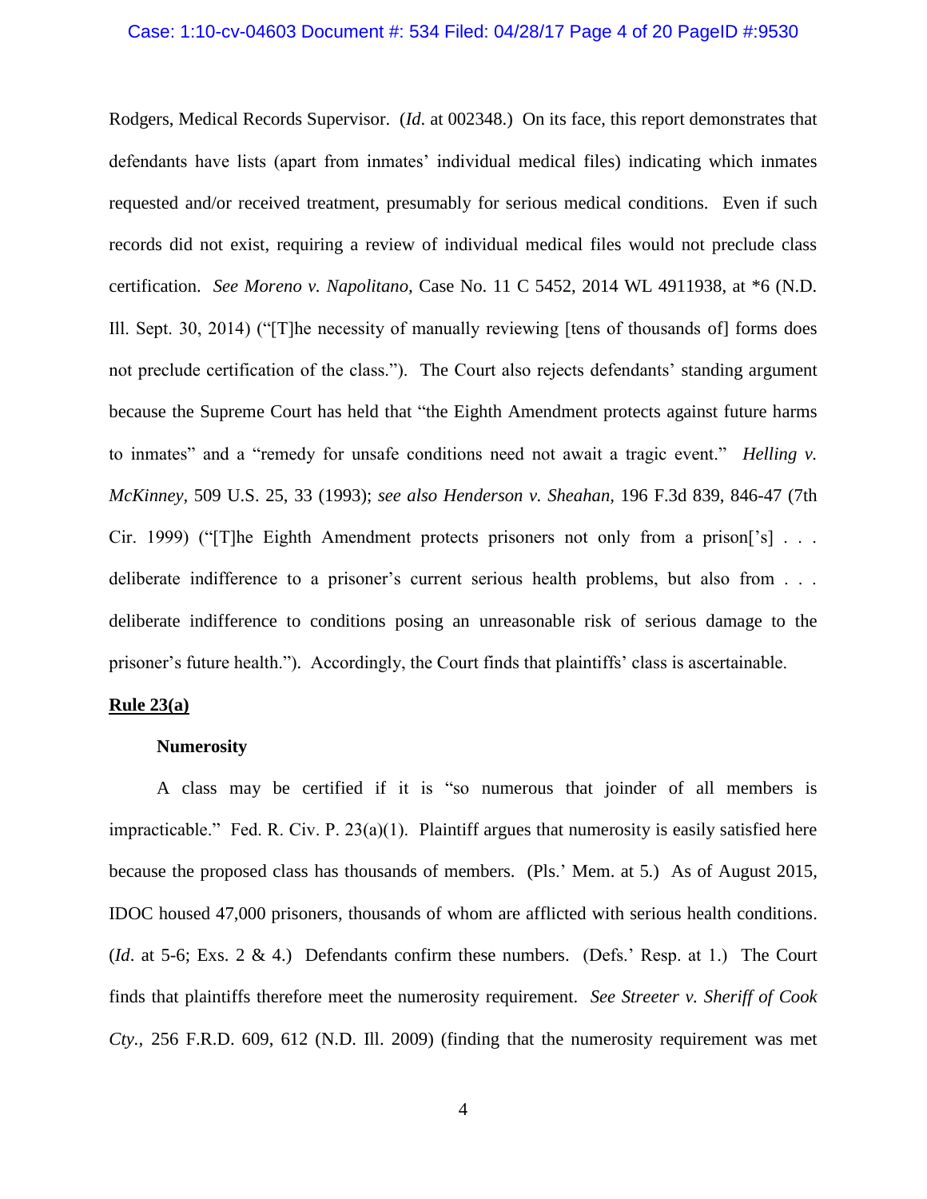Rodgers, Medical Records Supervisor. (*Id*. at 002348.) On its face, this report demonstrates that defendants have lists (apart from inmates' individual medical files) indicating which inmates requested and/or received treatment, presumably for serious medical conditions. Even if such records did not exist, requiring a review of individual medical files would not preclude class certification. *See Moreno v. Napolitano*, Case No. 11 C 5452, 2014 WL 4911938, at *6 (N.D. Ill. Sept. 30, 2014) ("[T]he necessity of manually reviewing [tens of thousands of] forms does not preclude certification of the class."). The Court also rejects defendants' standing argument because the Supreme Court has held that "the Eighth Amendment protects against future harms to inmates" and a "remedy for unsafe conditions need not await a tragic event." *Helling v. McKinney*, 509 U.S. 25, 33 (1993); *see also Henderson v. Sheahan*, 196 F.3d 839, 846-47 (7th Cir. 1999) ("[T]he Eighth Amendment protects prisoners not only from a prison['s] . . . deliberate indifference to a prisoner's current serious health problems, but also from . . . deliberate indifference to conditions posing an unreasonable risk of serious damage to the prisoner's future health."). Accordingly, the Court finds that plaintiffs' class is ascertainable.

**<u>Rule 23(a)</u>**

**Numerosity**

A class may be certified if it is "so numerous that joinder of all members is impracticable." Fed. R. Civ. P. 23(a)(1). Plaintiff argues that numerosity is easily satisfied here because the proposed class has thousands of members. (Pls.' Mem. at 5.) As of August 2015, IDOC housed 47,000 prisoners, thousands of whom are afflicted with serious health conditions. (*Id*. at 5-6; Exs. 2 & 4.) Defendants confirm these numbers. (Defs.' Resp. at 1.) The Court finds that plaintiffs therefore meet the numerosity requirement. *See Streeter v. Sheriff of Cook Cty.*, 256 F.R.D. 609, 612 (N.D. Ill. 2009) (finding that the numerosity requirement was met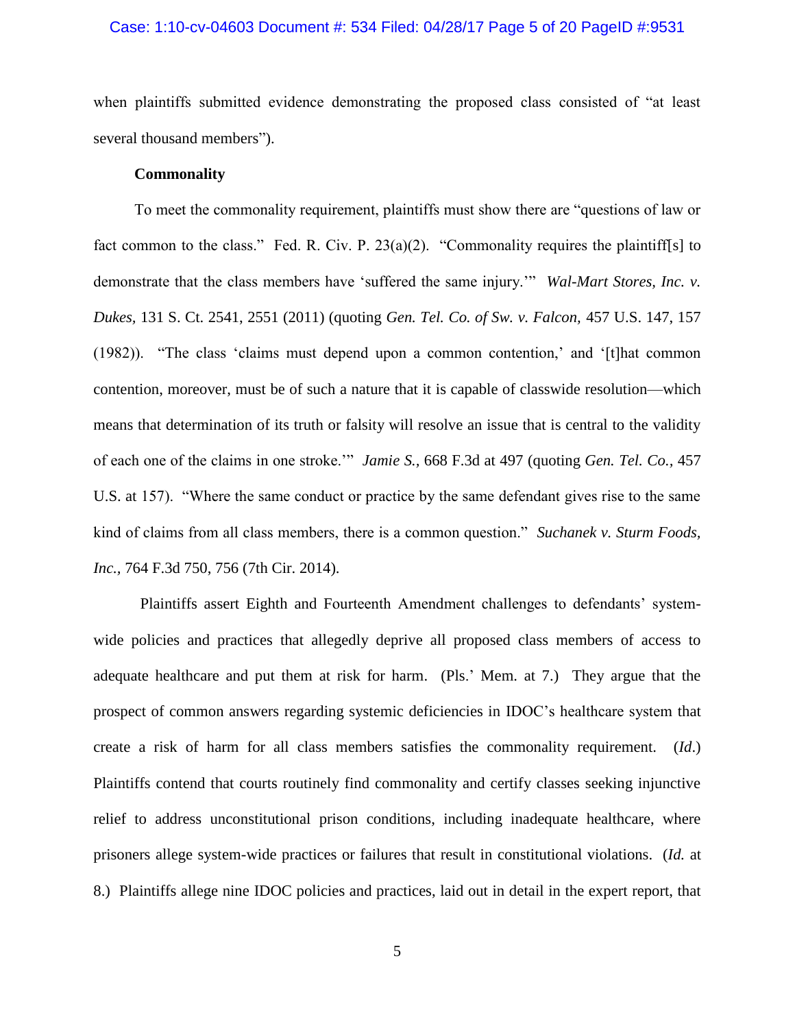when plaintiffs submitted evidence demonstrating the proposed class consisted of "at least several thousand members").

**Commonality**

To meet the commonality requirement, plaintiffs must show there are "questions of law or fact common to the class." Fed. R. Civ. P. 23(a)(2). "Commonality requires the plaintiff[s] to demonstrate that the class members have 'suffered the same injury.'" *Wal-Mart Stores, Inc. v. Dukes*, 131 S. Ct. 2541, 2551 (2011) (quoting *Gen. Tel. Co. of Sw. v. Falcon*, 457 U.S. 147, 157 (1982)). "The class 'claims must depend upon a common contention,' and '[t]hat common contention, moreover, must be of such a nature that it is capable of classwide resolution—which means that determination of its truth or falsity will resolve an issue that is central to the validity of each one of the claims in one stroke.'" *Jamie S.*, 668 F.3d at 497 (quoting *Gen. Tel. Co.*, 457 U.S. at 157). "Where the same conduct or practice by the same defendant gives rise to the same kind of claims from all class members, there is a common question." *Suchanek v. Sturm Foods, Inc.*, 764 F.3d 750, 756 (7th Cir. 2014).

Plaintiffs assert Eighth and Fourteenth Amendment challenges to defendants' system-wide policies and practices that allegedly deprive all proposed class members of access to adequate healthcare and put them at risk for harm. (Pls.' Mem. at 7.) They argue that the prospect of common answers regarding systemic deficiencies in IDOC's healthcare system that create a risk of harm for all class members satisfies the commonality requirement. (*Id.*) Plaintiffs contend that courts routinely find commonality and certify classes seeking injunctive relief to address unconstitutional prison conditions, including inadequate healthcare, where prisoners allege system-wide practices or failures that result in constitutional violations. (*Id.* at 8.) Plaintiffs allege nine IDOC policies and practices, laid out in detail in the expert report, that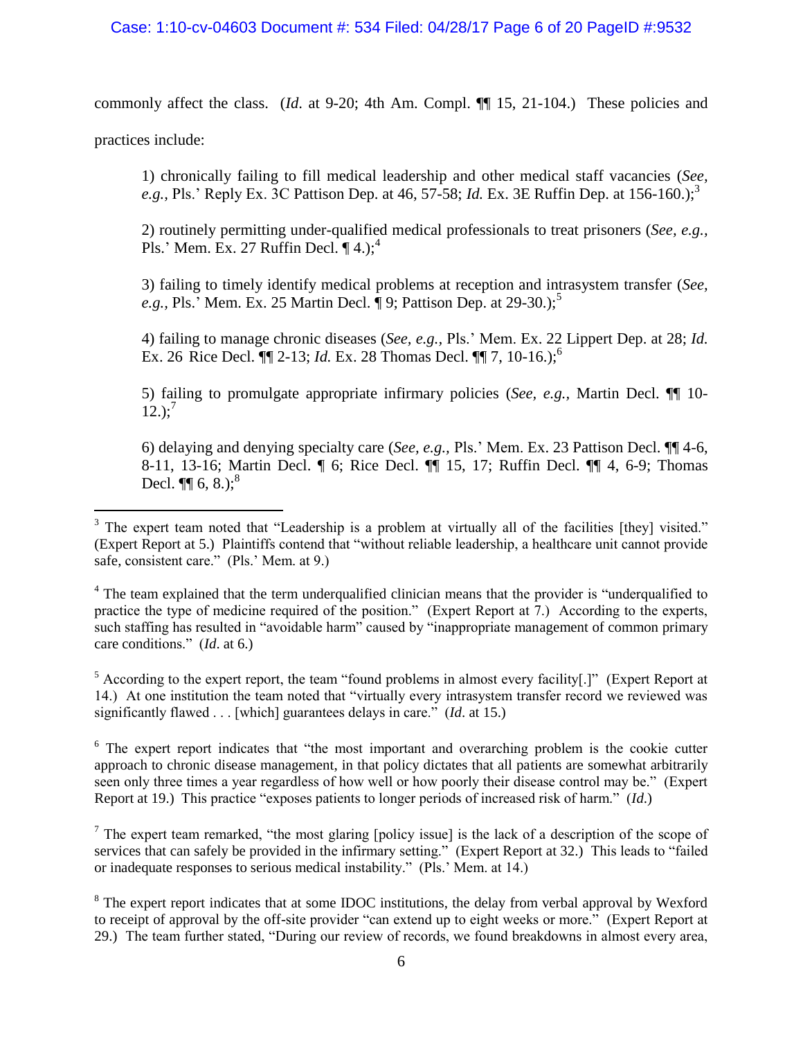commonly affect the class. (*Id.* at 9-20; 4th Am. Compl. ¶¶ 15, 21-104.) These policies and practices include:

> 1) chronically failing to fill medical leadership and other medical staff vacancies (*See, e.g.,* Pls.' Reply Ex. 3C Pattison Dep. at 46, 57-58; *Id.* Ex. 3E Ruffin Dep. at 156-160.);[3]
>
> 2) routinely permitting under-qualified medical professionals to treat prisoners (*See, e.g.,* Pls.' Mem. Ex. 27 Ruffin Decl. ¶ 4.);[4]
>
> 3) failing to timely identify medical problems at reception and intrasystem transfer (*See, e.g.,* Pls.' Mem. Ex. 25 Martin Decl. ¶ 9; Pattison Dep. at 29-30.);[5]
>
> 4) failing to manage chronic diseases (*See, e.g.,* Pls.' Mem. Ex. 22 Lippert Dep. at 28; *Id.* Ex. 26 Rice Decl. ¶¶ 2-13; *Id.* Ex. 28 Thomas Decl. ¶¶ 7, 10-16.);[6]
>
> 5) failing to promulgate appropriate infirmary policies (*See, e.g.,* Martin Decl. ¶¶ 10-12.);[7]
>
> 6) delaying and denying specialty care (*See, e.g.,* Pls.' Mem. Ex. 23 Pattison Decl. ¶¶ 4-6, 8-11, 13-16; Martin Decl. ¶ 6; Rice Decl. ¶¶ 15, 17; Ruffin Decl. ¶¶ 4, 6-9; Thomas Decl. ¶¶ 6, 8.);[8]

---

[3] The expert team noted that "Leadership is a problem at virtually all of the facilities [they] visited." (Expert Report at 5.) Plaintiffs contend that "without reliable leadership, a healthcare unit cannot provide safe, consistent care." (Pls.' Mem. at 9.)

[4] The team explained that the term underqualified clinician means that the provider is "underqualified to practice the type of medicine required of the position." (Expert Report at 7.) According to the experts, such staffing has resulted in "avoidable harm" caused by "inappropriate management of common primary care conditions." (*Id.* at 6.)

[5] According to the expert report, the team "found problems in almost every facility[.]" (Expert Report at 14.) At one institution the team noted that "virtually every intrasystem transfer record we reviewed was significantly flawed . . . [which] guarantees delays in care." (*Id.* at 15.)

[6] The expert report indicates that "the most important and overarching problem is the cookie cutter approach to chronic disease management, in that policy dictates that all patients are somewhat arbitrarily seen only three times a year regardless of how well or how poorly their disease control may be." (Expert Report at 19.) This practice "exposes patients to longer periods of increased risk of harm." (*Id.*)

[7] The expert team remarked, "the most glaring [policy issue] is the lack of a description of the scope of services that can safely be provided in the infirmary setting." (Expert Report at 32.) This leads to "failed or inadequate responses to serious medical instability." (Pls.' Mem. at 14.)

[8] The expert report indicates that at some IDOC institutions, the delay from verbal approval by Wexford to receipt of approval by the off-site provider "can extend up to eight weeks or more." (Expert Report at 29.) The team further stated, "During our review of records, we found breakdowns in almost every area,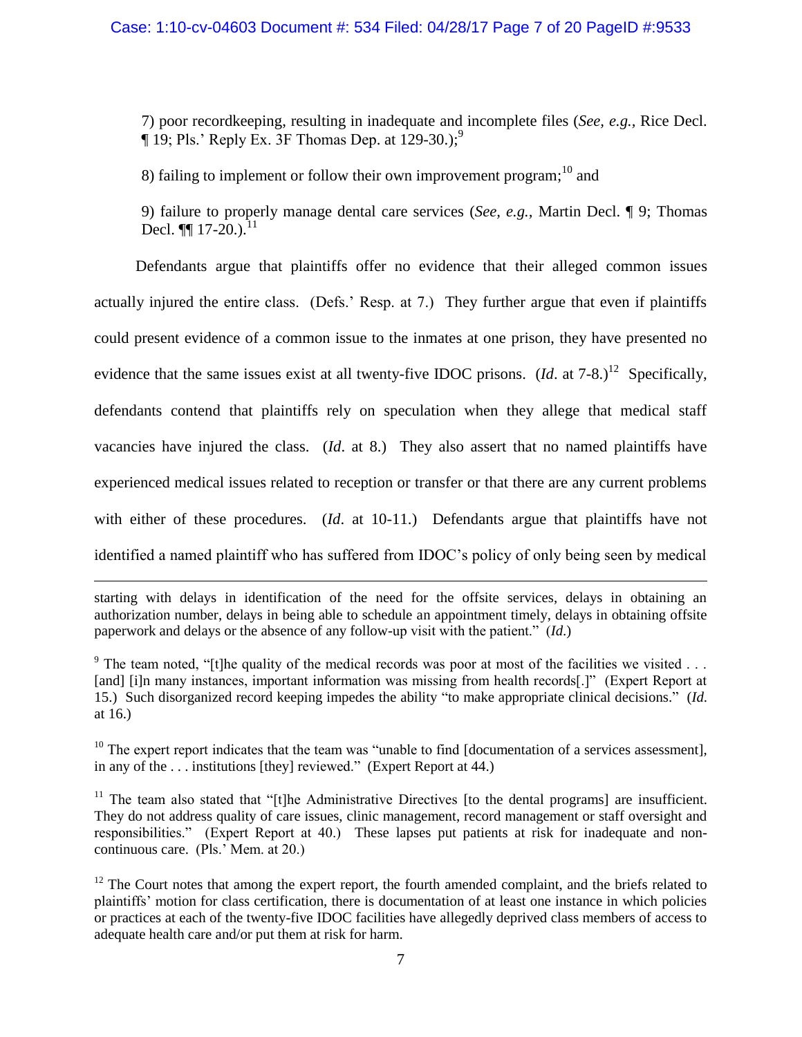7) poor recordkeeping, resulting in inadequate and incomplete files (*See, e.g.*, Rice Decl. ¶ 19; Pls.' Reply Ex. 3F Thomas Dep. at 129-30.);[9]

8) failing to implement or follow their own improvement program;[10] and

9) failure to properly manage dental care services (*See, e.g.*, Martin Decl. ¶ 9; Thomas Decl. ¶¶ 17-20.).[11]

Defendants argue that plaintiffs offer no evidence that their alleged common issues actually injured the entire class. (Defs.' Resp. at 7.) They further argue that even if plaintiffs could present evidence of a common issue to the inmates at one prison, they have presented no evidence that the same issues exist at all twenty-five IDOC prisons. (*Id*. at 7-8.)[12] Specifically, defendants contend that plaintiffs rely on speculation when they allege that medical staff vacancies have injured the class. (*Id*. at 8.) They also assert that no named plaintiffs have experienced medical issues related to reception or transfer or that there are any current problems with either of these procedures. (*Id*. at 10-11.) Defendants argue that plaintiffs have not identified a named plaintiff who has suffered from IDOC's policy of only being seen by medical

---

starting with delays in identification of the need for the offsite services, delays in obtaining an authorization number, delays in being able to schedule an appointment timely, delays in obtaining offsite paperwork and delays or the absence of any follow-up visit with the patient." (*Id*.)

[9] The team noted, "[t]he quality of the medical records was poor at most of the facilities we visited . . . [and] [i]n many instances, important information was missing from health records[.]" (Expert Report at 15.) Such disorganized record keeping impedes the ability "to make appropriate clinical decisions." (*Id.* at 16.)

[10] The expert report indicates that the team was "unable to find [documentation of a services assessment], in any of the . . . institutions [they] reviewed." (Expert Report at 44.)

[11] The team also stated that "[t]he Administrative Directives [to the dental programs] are insufficient. They do not address quality of care issues, clinic management, record management or staff oversight and responsibilities." (Expert Report at 40.) These lapses put patients at risk for inadequate and non-continuous care. (Pls.' Mem. at 20.)

[12] The Court notes that among the expert report, the fourth amended complaint, and the briefs related to plaintiffs' motion for class certification, there is documentation of at least one instance in which policies or practices at each of the twenty-five IDOC facilities have allegedly deprived class members of access to adequate health care and/or put them at risk for harm.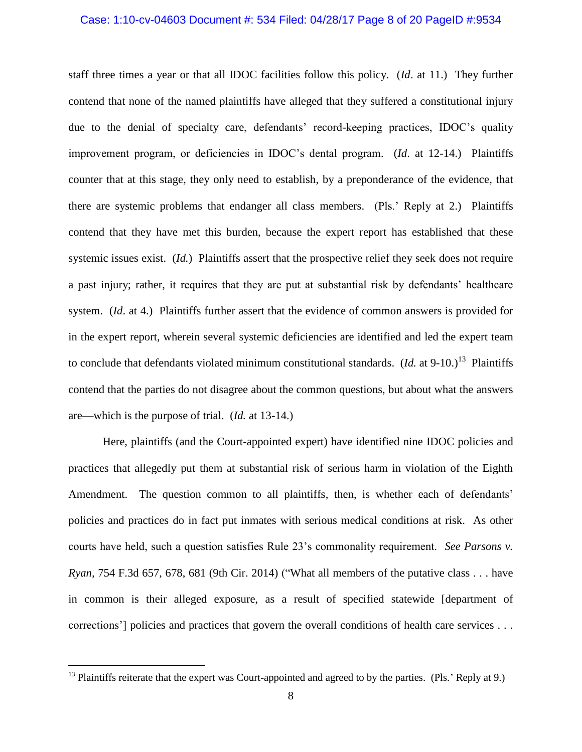staff three times a year or that all IDOC facilities follow this policy. (*Id*. at 11.) They further contend that none of the named plaintiffs have alleged that they suffered a constitutional injury due to the denial of specialty care, defendants' record-keeping practices, IDOC's quality improvement program, or deficiencies in IDOC's dental program. (*Id*. at 12-14.) Plaintiffs counter that at this stage, they only need to establish, by a preponderance of the evidence, that there are systemic problems that endanger all class members. (Pls.' Reply at 2.) Plaintiffs contend that they have met this burden, because the expert report has established that these systemic issues exist. (*Id.*) Plaintiffs assert that the prospective relief they seek does not require a past injury; rather, it requires that they are put at substantial risk by defendants' healthcare system. (*Id*. at 4.) Plaintiffs further assert that the evidence of common answers is provided for in the expert report, wherein several systemic deficiencies are identified and led the expert team to conclude that defendants violated minimum constitutional standards. (*Id.* at 9-10.)[13] Plaintiffs contend that the parties do not disagree about the common questions, but about what the answers are—which is the purpose of trial. (*Id.* at 13-14.)

Here, plaintiffs (and the Court-appointed expert) have identified nine IDOC policies and practices that allegedly put them at substantial risk of serious harm in violation of the Eighth Amendment. The question common to all plaintiffs, then, is whether each of defendants' policies and practices do in fact put inmates with serious medical conditions at risk. As other courts have held, such a question satisfies Rule 23's commonality requirement. *See Parsons v. Ryan*, 754 F.3d 657, 678, 681 (9th Cir. 2014) ("What all members of the putative class . . . have in common is their alleged exposure, as a result of specified statewide [department of corrections'] policies and practices that govern the overall conditions of health care services . . .

---

[13] Plaintiffs reiterate that the expert was Court-appointed and agreed to by the parties. (Pls.' Reply at 9.)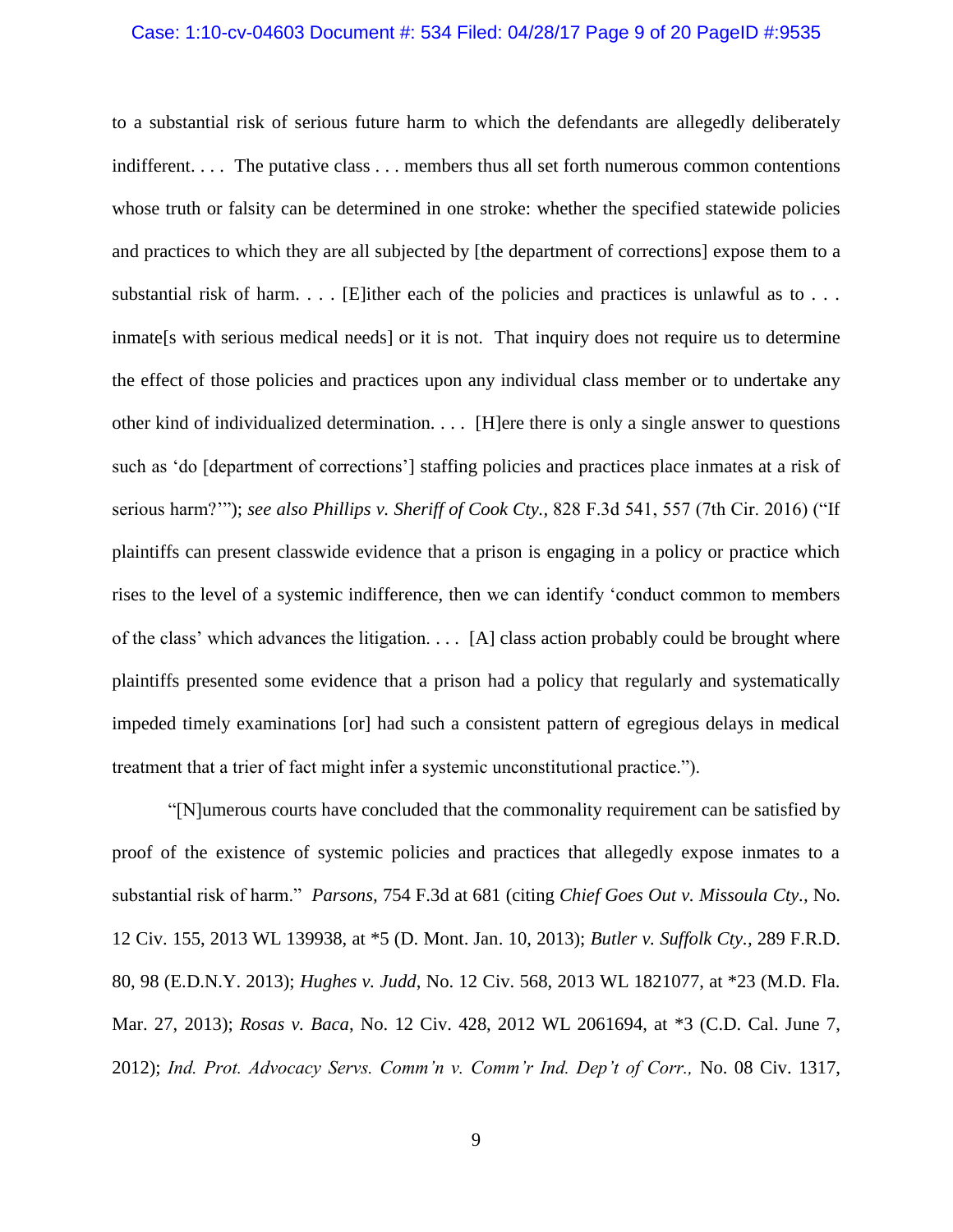to a substantial risk of serious future harm to which the defendants are allegedly deliberately indifferent. . . . The putative class . . . members thus all set forth numerous common contentions whose truth or falsity can be determined in one stroke: whether the specified statewide policies and practices to which they are all subjected by [the department of corrections] expose them to a substantial risk of harm. . . . [E]ither each of the policies and practices is unlawful as to . . . inmate[s with serious medical needs] or it is not. That inquiry does not require us to determine the effect of those policies and practices upon any individual class member or to undertake any other kind of individualized determination. . . . [H]ere there is only a single answer to questions such as 'do [department of corrections'] staffing policies and practices place inmates at a risk of serious harm?'"); *see also Phillips v. Sheriff of Cook Cty.*, 828 F.3d 541, 557 (7th Cir. 2016) ("If plaintiffs can present classwide evidence that a prison is engaging in a policy or practice which rises to the level of a systemic indifference, then we can identify 'conduct common to members of the class' which advances the litigation. . . . [A] class action probably could be brought where plaintiffs presented some evidence that a prison had a policy that regularly and systematically impeded timely examinations [or] had such a consistent pattern of egregious delays in medical treatment that a trier of fact might infer a systemic unconstitutional practice.").

"[N]umerous courts have concluded that the commonality requirement can be satisfied by proof of the existence of systemic policies and practices that allegedly expose inmates to a substantial risk of harm." *Parsons,* 754 F.3d at 681 (citing *Chief Goes Out v. Missoula Cty.*, No. 12 Civ. 155, 2013 WL 139938, at *5 (D. Mont. Jan. 10, 2013); *Butler v. Suffolk Cty.*, 289 F.R.D. 80, 98 (E.D.N.Y. 2013); *Hughes v. Judd*, No. 12 Civ. 568, 2013 WL 1821077, at *23 (M.D. Fla. Mar. 27, 2013); *Rosas v. Baca*, No. 12 Civ. 428, 2012 WL 2061694, at *3 (C.D. Cal. June 7, 2012); *Ind. Prot. Advocacy Servs. Comm'n v. Comm'r Ind. Dep't of Corr.,* No. 08 Civ. 1317,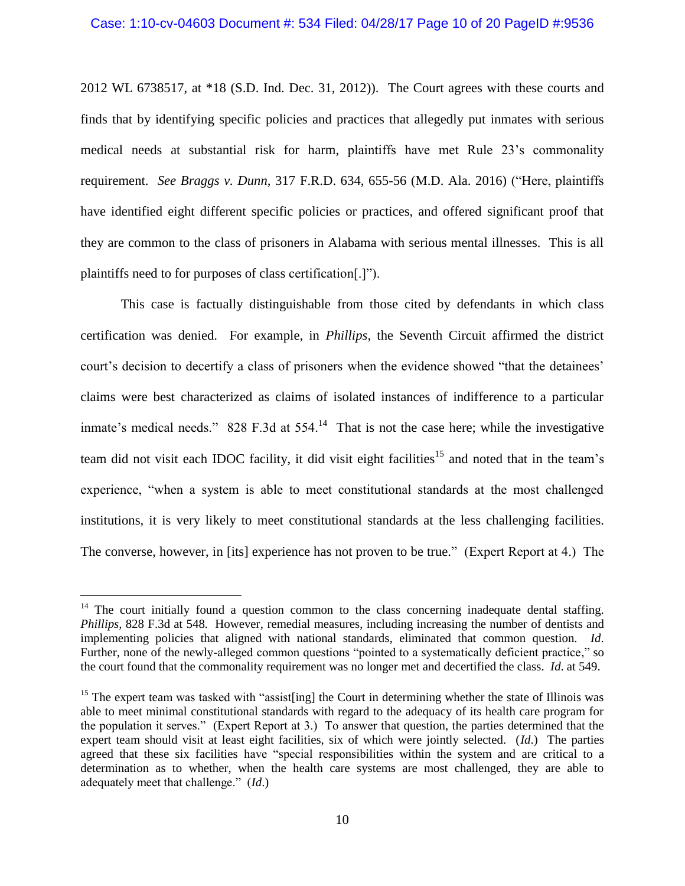2012 WL 6738517, at *18 (S.D. Ind. Dec. 31, 2012)). The Court agrees with these courts and finds that by identifying specific policies and practices that allegedly put inmates with serious medical needs at substantial risk for harm, plaintiffs have met Rule 23's commonality requirement. *See Braggs v. Dunn*, 317 F.R.D. 634, 655-56 (M.D. Ala. 2016) ("Here, plaintiffs have identified eight different specific policies or practices, and offered significant proof that they are common to the class of prisoners in Alabama with serious mental illnesses. This is all plaintiffs need to for purposes of class certification[.]").

This case is factually distinguishable from those cited by defendants in which class certification was denied. For example, in *Phillips*, the Seventh Circuit affirmed the district court's decision to decertify a class of prisoners when the evidence showed "that the detainees' claims were best characterized as claims of isolated instances of indifference to a particular inmate's medical needs." 828 F.3d at 554.[14] That is not the case here; while the investigative team did not visit each IDOC facility, it did visit eight facilities[15] and noted that in the team's experience, "when a system is able to meet constitutional standards at the most challenged institutions, it is very likely to meet constitutional standards at the less challenging facilities. The converse, however, in [its] experience has not proven to be true." (Expert Report at 4.) The

---

[14] The court initially found a question common to the class concerning inadequate dental staffing. *Phillips*, 828 F.3d at 548. However, remedial measures, including increasing the number of dentists and implementing policies that aligned with national standards, eliminated that common question. *Id*. Further, none of the newly-alleged common questions "pointed to a systematically deficient practice," so the court found that the commonality requirement was no longer met and decertified the class. *Id*. at 549.

[15] The expert team was tasked with "assist[ing] the Court in determining whether the state of Illinois was able to meet minimal constitutional standards with regard to the adequacy of its health care program for the population it serves." (Expert Report at 3.) To answer that question, the parties determined that the expert team should visit at least eight facilities, six of which were jointly selected. (*Id*.) The parties agreed that these six facilities have "special responsibilities within the system and are critical to a determination as to whether, when the health care systems are most challenged, they are able to adequately meet that challenge." (*Id*.)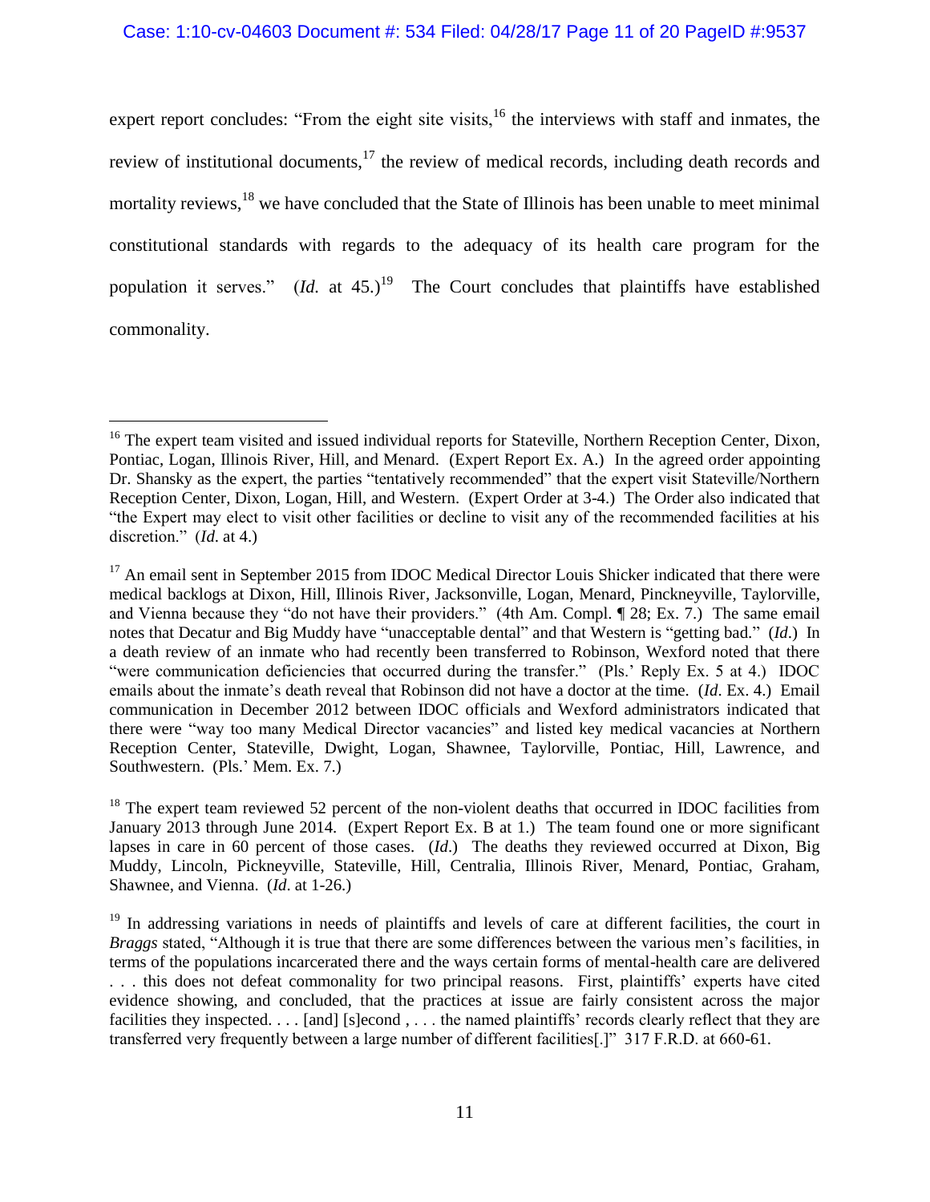expert report concludes: "From the eight site visits,[16] the interviews with staff and inmates, the review of institutional documents,[17] the review of medical records, including death records and mortality reviews,[18] we have concluded that the State of Illinois has been unable to meet minimal constitutional standards with regards to the adequacy of its health care program for the population it serves." (*Id.* at 45.)[19] The Court concludes that plaintiffs have established commonality.

---

[16] The expert team visited and issued individual reports for Stateville, Northern Reception Center, Dixon, Pontiac, Logan, Illinois River, Hill, and Menard. (Expert Report Ex. A.) In the agreed order appointing Dr. Shansky as the expert, the parties "tentatively recommended" that the expert visit Stateville/Northern Reception Center, Dixon, Logan, Hill, and Western. (Expert Order at 3-4.) The Order also indicated that "the Expert may elect to visit other facilities or decline to visit any of the recommended facilities at his discretion." (*Id.* at 4.)

[17] An email sent in September 2015 from IDOC Medical Director Louis Shicker indicated that there were medical backlogs at Dixon, Hill, Illinois River, Jacksonville, Logan, Menard, Pinckneyville, Taylorville, and Vienna because they "do not have their providers." (4th Am. Compl. ¶ 28; Ex. 7.) The same email notes that Decatur and Big Muddy have "unacceptable dental" and that Western is "getting bad." (*Id.*) In a death review of an inmate who had recently been transferred to Robinson, Wexford noted that there "were communication deficiencies that occurred during the transfer." (Pls.' Reply Ex. 5 at 4.) IDOC emails about the inmate's death reveal that Robinson did not have a doctor at the time. (*Id.* Ex. 4.) Email communication in December 2012 between IDOC officials and Wexford administrators indicated that there were "way too many Medical Director vacancies" and listed key medical vacancies at Northern Reception Center, Stateville, Dwight, Logan, Shawnee, Taylorville, Pontiac, Hill, Lawrence, and Southwestern. (Pls.' Mem. Ex. 7.)

[18] The expert team reviewed 52 percent of the non-violent deaths that occurred in IDOC facilities from January 2013 through June 2014. (Expert Report Ex. B at 1.) The team found one or more significant lapses in care in 60 percent of those cases. (*Id.*) The deaths they reviewed occurred at Dixon, Big Muddy, Lincoln, Pickneyville, Stateville, Hill, Centralia, Illinois River, Menard, Pontiac, Graham, Shawnee, and Vienna. (*Id.* at 1-26.)

[19] In addressing variations in needs of plaintiffs and levels of care at different facilities, the court in *Braggs* stated, "Although it is true that there are some differences between the various men's facilities, in terms of the populations incarcerated there and the ways certain forms of mental-health care are delivered . . . this does not defeat commonality for two principal reasons. First, plaintiffs' experts have cited evidence showing, and concluded, that the practices at issue are fairly consistent across the major facilities they inspected. . . . [and] [s]econd , . . . the named plaintiffs' records clearly reflect that they are transferred very frequently between a large number of different facilities[.]" 317 F.R.D. at 660-61.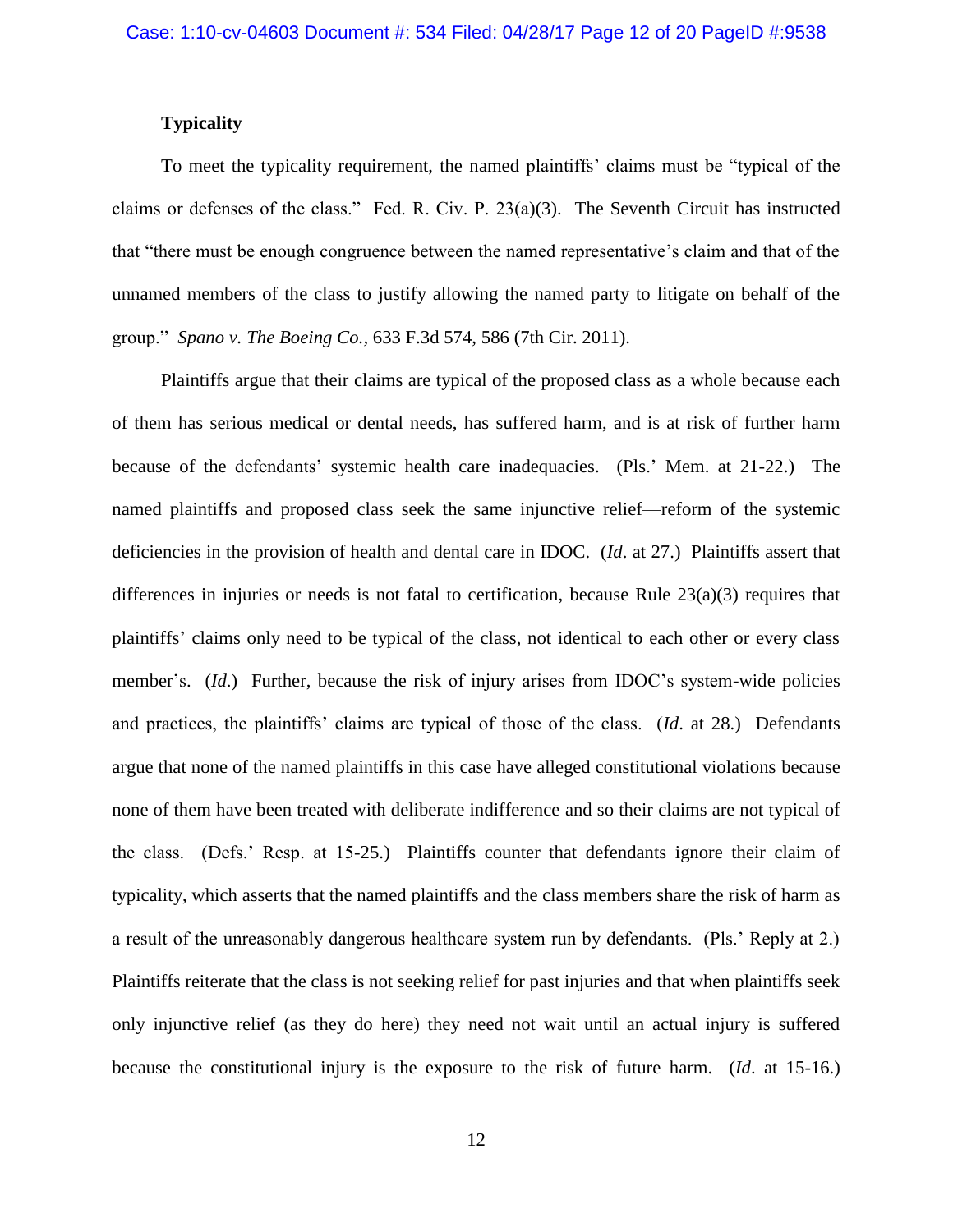**Typicality**

To meet the typicality requirement, the named plaintiffs' claims must be "typical of the claims or defenses of the class." Fed. R. Civ. P. 23(a)(3). The Seventh Circuit has instructed that "there must be enough congruence between the named representative's claim and that of the unnamed members of the class to justify allowing the named party to litigate on behalf of the group." *Spano v. The Boeing Co.*, 633 F.3d 574, 586 (7th Cir. 2011).

Plaintiffs argue that their claims are typical of the proposed class as a whole because each of them has serious medical or dental needs, has suffered harm, and is at risk of further harm because of the defendants' systemic health care inadequacies. (Pls.' Mem. at 21-22.) The named plaintiffs and proposed class seek the same injunctive relief—reform of the systemic deficiencies in the provision of health and dental care in IDOC. (*Id*. at 27.) Plaintiffs assert that differences in injuries or needs is not fatal to certification, because Rule 23(a)(3) requires that plaintiffs' claims only need to be typical of the class, not identical to each other or every class member's. (*Id*.) Further, because the risk of injury arises from IDOC's system-wide policies and practices, the plaintiffs' claims are typical of those of the class. (*Id*. at 28.) Defendants argue that none of the named plaintiffs in this case have alleged constitutional violations because none of them have been treated with deliberate indifference and so their claims are not typical of the class. (Defs.' Resp. at 15-25.) Plaintiffs counter that defendants ignore their claim of typicality, which asserts that the named plaintiffs and the class members share the risk of harm as a result of the unreasonably dangerous healthcare system run by defendants. (Pls.' Reply at 2.) Plaintiffs reiterate that the class is not seeking relief for past injuries and that when plaintiffs seek only injunctive relief (as they do here) they need not wait until an actual injury is suffered because the constitutional injury is the exposure to the risk of future harm. (*Id*. at 15-16.)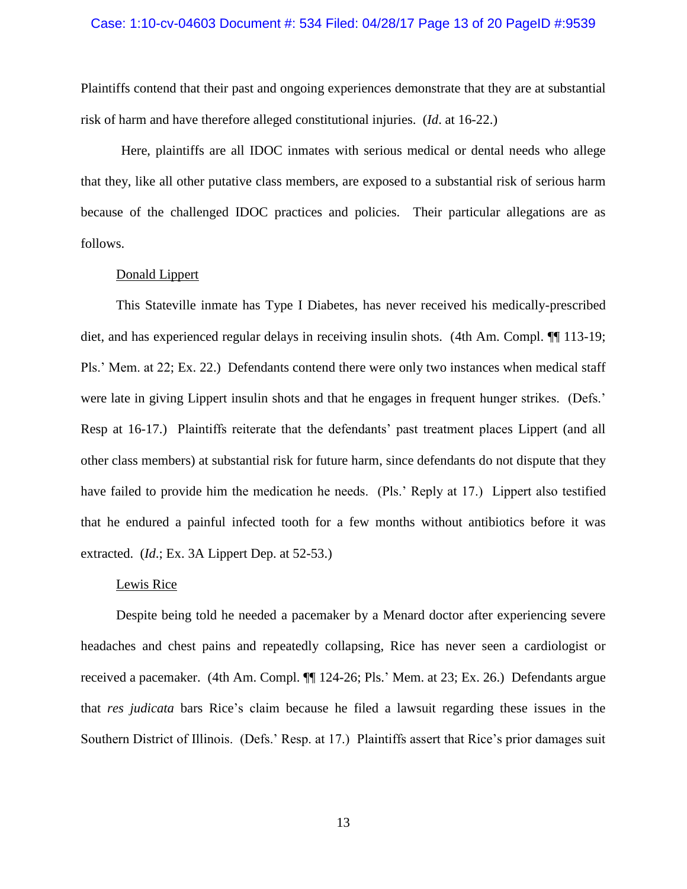Plaintiffs contend that their past and ongoing experiences demonstrate that they are at substantial risk of harm and have therefore alleged constitutional injuries. (*Id*. at 16-22.)

Here, plaintiffs are all IDOC inmates with serious medical or dental needs who allege that they, like all other putative class members, are exposed to a substantial risk of serious harm because of the challenged IDOC practices and policies. Their particular allegations are as follows.

<u>Donald Lippert</u>

This Stateville inmate has Type I Diabetes, has never received his medically-prescribed diet, and has experienced regular delays in receiving insulin shots. (4th Am. Compl. ¶¶ 113-19; Pls.' Mem. at 22; Ex. 22.) Defendants contend there were only two instances when medical staff were late in giving Lippert insulin shots and that he engages in frequent hunger strikes. (Defs.' Resp at 16-17.) Plaintiffs reiterate that the defendants' past treatment places Lippert (and all other class members) at substantial risk for future harm, since defendants do not dispute that they have failed to provide him the medication he needs. (Pls.' Reply at 17.) Lippert also testified that he endured a painful infected tooth for a few months without antibiotics before it was extracted. (*Id*.; Ex. 3A Lippert Dep. at 52-53.)

<u>Lewis Rice</u>

Despite being told he needed a pacemaker by a Menard doctor after experiencing severe headaches and chest pains and repeatedly collapsing, Rice has never seen a cardiologist or received a pacemaker. (4th Am. Compl. ¶¶ 124-26; Pls.' Mem. at 23; Ex. 26.) Defendants argue that *res judicata* bars Rice's claim because he filed a lawsuit regarding these issues in the Southern District of Illinois. (Defs.' Resp. at 17.) Plaintiffs assert that Rice's prior damages suit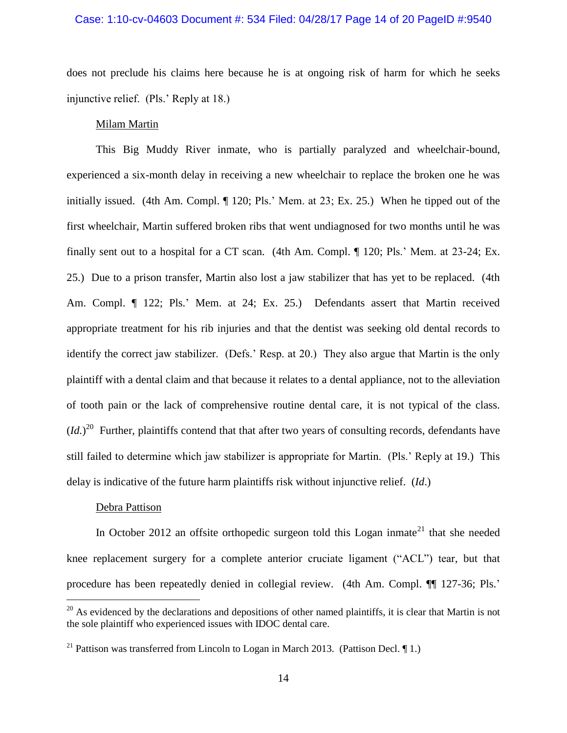does not preclude his claims here because he is at ongoing risk of harm for which he seeks injunctive relief. (Pls.' Reply at 18.)

Milam Martin

This Big Muddy River inmate, who is partially paralyzed and wheelchair-bound, experienced a six-month delay in receiving a new wheelchair to replace the broken one he was initially issued. (4th Am. Compl. ¶ 120; Pls.' Mem. at 23; Ex. 25.) When he tipped out of the first wheelchair, Martin suffered broken ribs that went undiagnosed for two months until he was finally sent out to a hospital for a CT scan. (4th Am. Compl. ¶ 120; Pls.' Mem. at 23-24; Ex. 25.) Due to a prison transfer, Martin also lost a jaw stabilizer that has yet to be replaced. (4th Am. Compl. ¶ 122; Pls.' Mem. at 24; Ex. 25.) Defendants assert that Martin received appropriate treatment for his rib injuries and that the dentist was seeking old dental records to identify the correct jaw stabilizer. (Defs.' Resp. at 20.) They also argue that Martin is the only plaintiff with a dental claim and that because it relates to a dental appliance, not to the alleviation of tooth pain or the lack of comprehensive routine dental care, it is not typical of the class. (*Id.*)[20] Further, plaintiffs contend that that after two years of consulting records, defendants have still failed to determine which jaw stabilizer is appropriate for Martin. (Pls.' Reply at 19.) This delay is indicative of the future harm plaintiffs risk without injunctive relief. (*Id*.)

Debra Pattison

In October 2012 an offsite orthopedic surgeon told this Logan inmate[21] that she needed knee replacement surgery for a complete anterior cruciate ligament ("ACL") tear, but that procedure has been repeatedly denied in collegial review. (4th Am. Compl. ¶¶ 127-36; Pls.'

---

[20] As evidenced by the declarations and depositions of other named plaintiffs, it is clear that Martin is not the sole plaintiff who experienced issues with IDOC dental care.

[21] Pattison was transferred from Lincoln to Logan in March 2013. (Pattison Decl. ¶ 1.)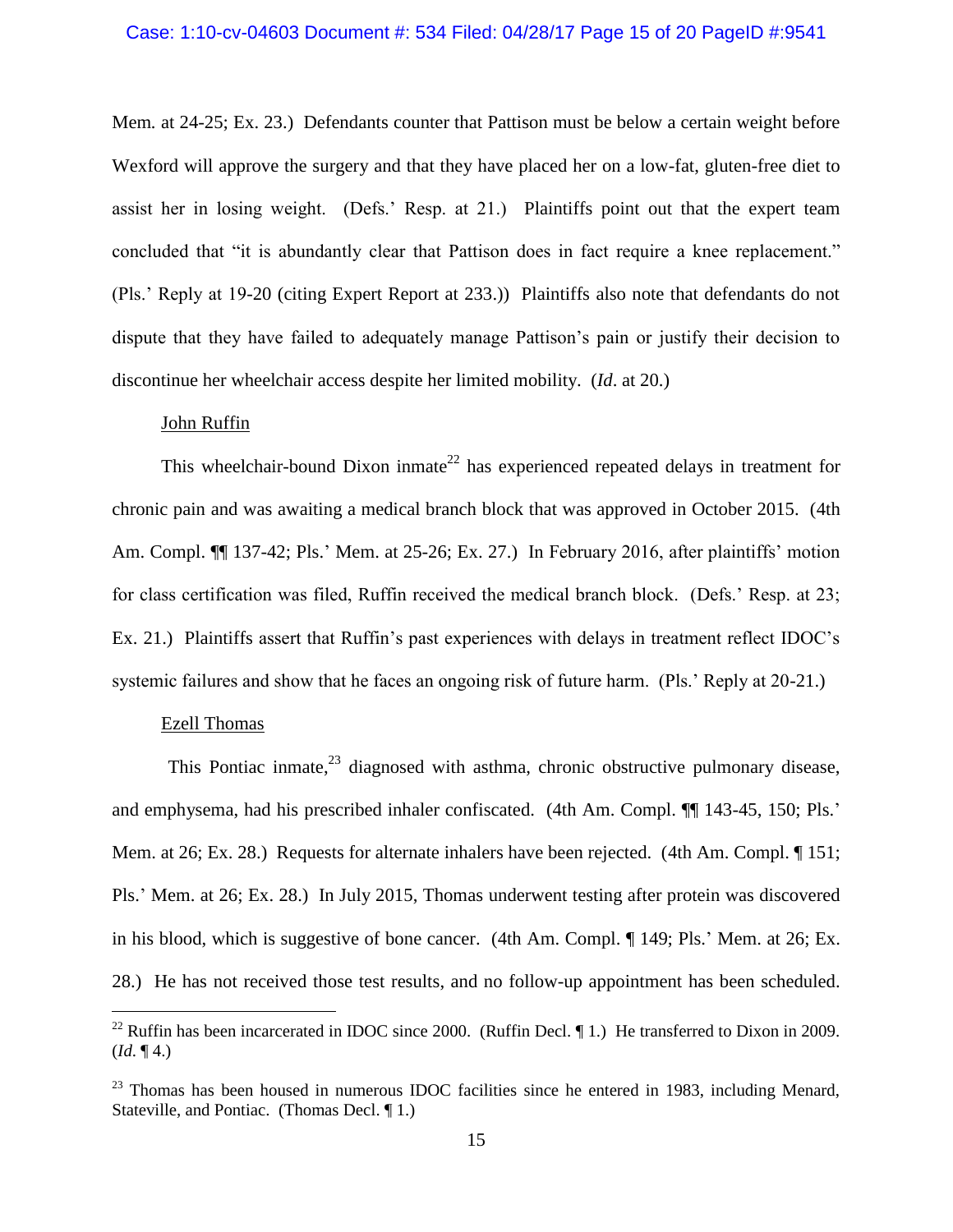Mem. at 24-25; Ex. 23.) Defendants counter that Pattison must be below a certain weight before Wexford will approve the surgery and that they have placed her on a low-fat, gluten-free diet to assist her in losing weight. (Defs.' Resp. at 21.) Plaintiffs point out that the expert team concluded that "it is abundantly clear that Pattison does in fact require a knee replacement." (Pls.' Reply at 19-20 (citing Expert Report at 233.)) Plaintiffs also note that defendants do not dispute that they have failed to adequately manage Pattison's pain or justify their decision to discontinue her wheelchair access despite her limited mobility. (*Id*. at 20.)

<u>John Ruffin</u>

This wheelchair-bound Dixon inmate[22] has experienced repeated delays in treatment for chronic pain and was awaiting a medical branch block that was approved in October 2015. (4th Am. Compl. ¶¶ 137-42; Pls.' Mem. at 25-26; Ex. 27.) In February 2016, after plaintiffs' motion for class certification was filed, Ruffin received the medical branch block. (Defs.' Resp. at 23; Ex. 21.) Plaintiffs assert that Ruffin's past experiences with delays in treatment reflect IDOC's systemic failures and show that he faces an ongoing risk of future harm. (Pls.' Reply at 20-21.)

<u>Ezell Thomas</u>

This Pontiac inmate,[23] diagnosed with asthma, chronic obstructive pulmonary disease, and emphysema, had his prescribed inhaler confiscated. (4th Am. Compl. ¶¶ 143-45, 150; Pls.' Mem. at 26; Ex. 28.) Requests for alternate inhalers have been rejected. (4th Am. Compl. ¶ 151; Pls.' Mem. at 26; Ex. 28.) In July 2015, Thomas underwent testing after protein was discovered in his blood, which is suggestive of bone cancer. (4th Am. Compl. ¶ 149; Pls.' Mem. at 26; Ex. 28.) He has not received those test results, and no follow-up appointment has been scheduled.

---

[22] Ruffin has been incarcerated in IDOC since 2000. (Ruffin Decl. ¶ 1.) He transferred to Dixon in 2009. (*Id*. ¶ 4.)

[23] Thomas has been housed in numerous IDOC facilities since he entered in 1983, including Menard, Stateville, and Pontiac. (Thomas Decl. ¶ 1.)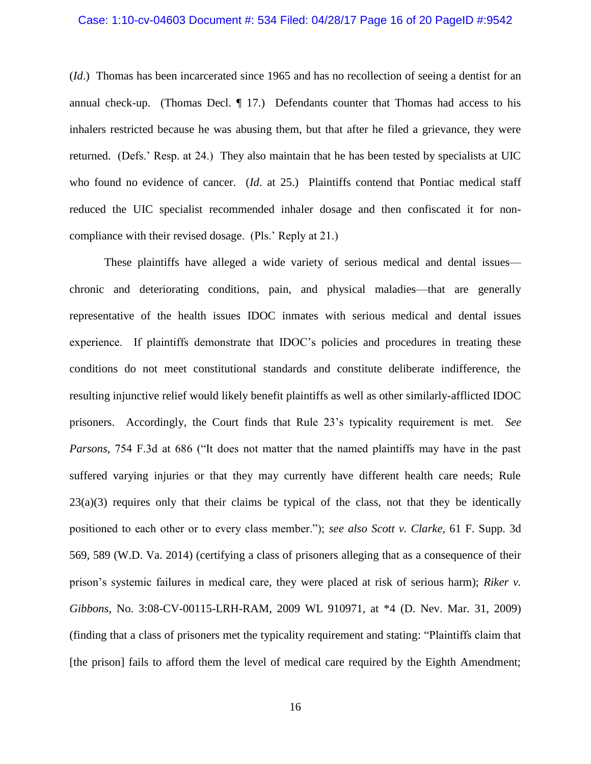(*Id*.) Thomas has been incarcerated since 1965 and has no recollection of seeing a dentist for an annual check-up. (Thomas Decl. ¶ 17.) Defendants counter that Thomas had access to his inhalers restricted because he was abusing them, but that after he filed a grievance, they were returned. (Defs.' Resp. at 24.) They also maintain that he has been tested by specialists at UIC who found no evidence of cancer. (*Id*. at 25.) Plaintiffs contend that Pontiac medical staff reduced the UIC specialist recommended inhaler dosage and then confiscated it for non-compliance with their revised dosage. (Pls.' Reply at 21.)

These plaintiffs have alleged a wide variety of serious medical and dental issues—chronic and deteriorating conditions, pain, and physical maladies—that are generally representative of the health issues IDOC inmates with serious medical and dental issues experience. If plaintiffs demonstrate that IDOC's policies and procedures in treating these conditions do not meet constitutional standards and constitute deliberate indifference, the resulting injunctive relief would likely benefit plaintiffs as well as other similarly-afflicted IDOC prisoners. Accordingly, the Court finds that Rule 23's typicality requirement is met. *See Parsons*, 754 F.3d at 686 ("It does not matter that the named plaintiffs may have in the past suffered varying injuries or that they may currently have different health care needs; Rule 23(a)(3) requires only that their claims be typical of the class, not that they be identically positioned to each other or to every class member."); *see also Scott v. Clarke*, 61 F. Supp. 3d 569, 589 (W.D. Va. 2014) (certifying a class of prisoners alleging that as a consequence of their prison's systemic failures in medical care, they were placed at risk of serious harm); *Riker v. Gibbons*, No. 3:08-CV-00115-LRH-RAM, 2009 WL 910971, at *4 (D. Nev. Mar. 31, 2009) (finding that a class of prisoners met the typicality requirement and stating: "Plaintiffs claim that [the prison] fails to afford them the level of medical care required by the Eighth Amendment;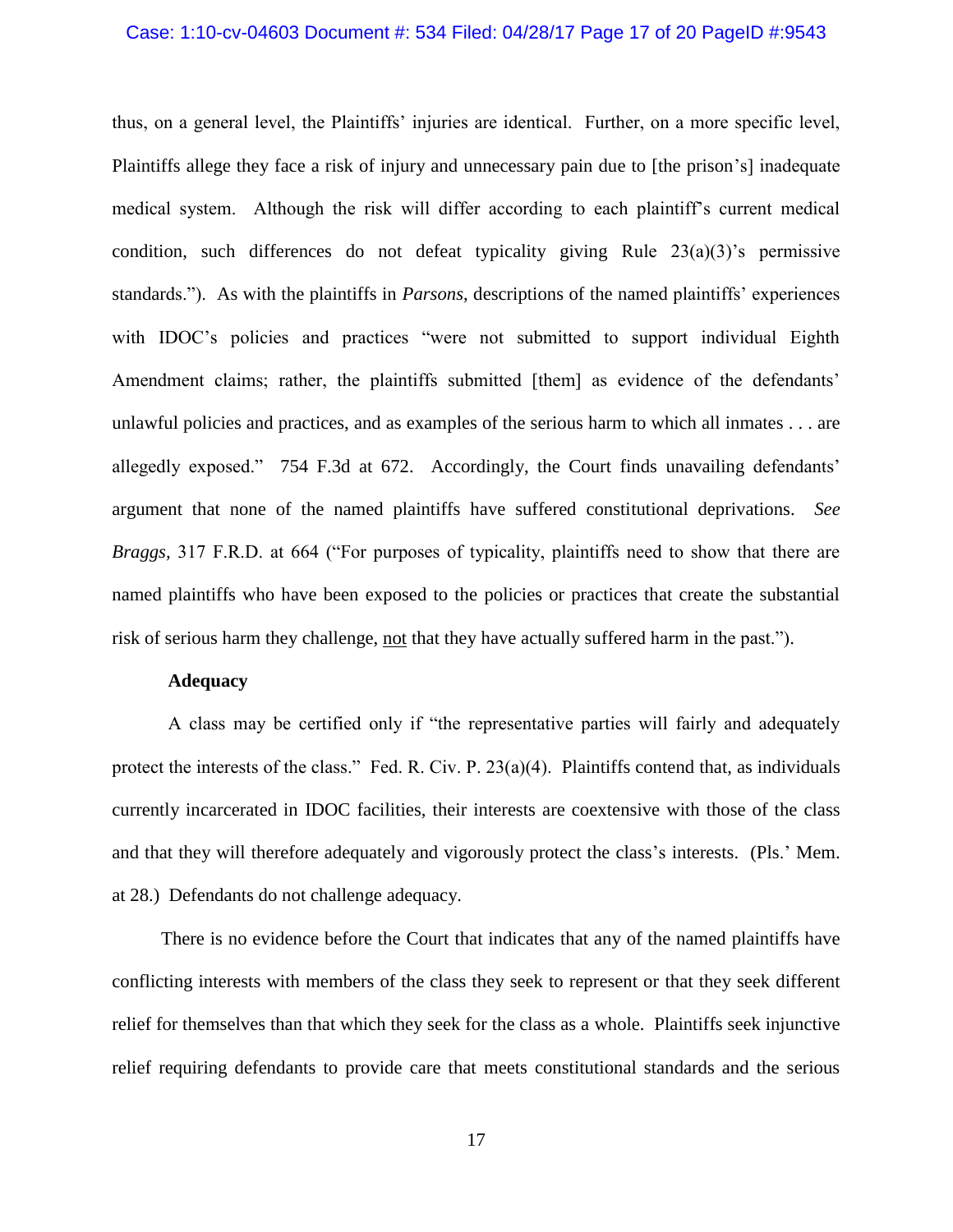thus, on a general level, the Plaintiffs' injuries are identical. Further, on a more specific level, Plaintiffs allege they face a risk of injury and unnecessary pain due to [the prison's] inadequate medical system. Although the risk will differ according to each plaintiff's current medical condition, such differences do not defeat typicality giving Rule 23(a)(3)'s permissive standards."). As with the plaintiffs in *Parsons*, descriptions of the named plaintiffs' experiences with IDOC's policies and practices "were not submitted to support individual Eighth Amendment claims; rather, the plaintiffs submitted [them] as evidence of the defendants' unlawful policies and practices, and as examples of the serious harm to which all inmates . . . are allegedly exposed." 754 F.3d at 672. Accordingly, the Court finds unavailing defendants' argument that none of the named plaintiffs have suffered constitutional deprivations. *See Braggs*, 317 F.R.D. at 664 ("For purposes of typicality, plaintiffs need to show that there are named plaintiffs who have been exposed to the policies or practices that create the substantial risk of serious harm they challenge, not that they have actually suffered harm in the past.").

**Adequacy**

A class may be certified only if "the representative parties will fairly and adequately protect the interests of the class." Fed. R. Civ. P. 23(a)(4). Plaintiffs contend that, as individuals currently incarcerated in IDOC facilities, their interests are coextensive with those of the class and that they will therefore adequately and vigorously protect the class's interests. (Pls.' Mem. at 28.) Defendants do not challenge adequacy.

There is no evidence before the Court that indicates that any of the named plaintiffs have conflicting interests with members of the class they seek to represent or that they seek different relief for themselves than that which they seek for the class as a whole. Plaintiffs seek injunctive relief requiring defendants to provide care that meets constitutional standards and the serious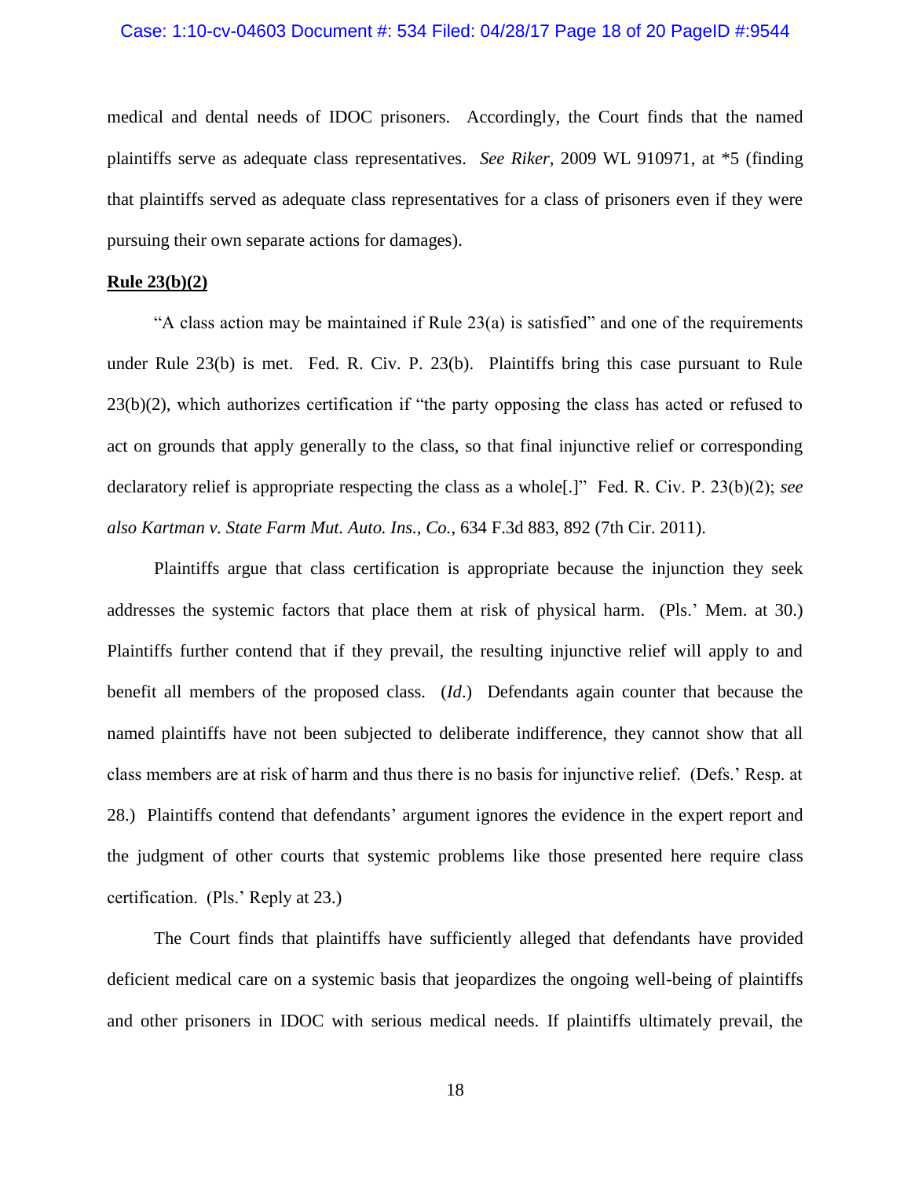medical and dental needs of IDOC prisoners. Accordingly, the Court finds that the named plaintiffs serve as adequate class representatives. *See Riker*, 2009 WL 910971, at *5 (finding that plaintiffs served as adequate class representatives for a class of prisoners even if they were pursuing their own separate actions for damages).

**Rule 23(b)(2)**

"A class action may be maintained if Rule 23(a) is satisfied" and one of the requirements under Rule 23(b) is met. Fed. R. Civ. P. 23(b). Plaintiffs bring this case pursuant to Rule 23(b)(2), which authorizes certification if "the party opposing the class has acted or refused to act on grounds that apply generally to the class, so that final injunctive relief or corresponding declaratory relief is appropriate respecting the class as a whole[.]" Fed. R. Civ. P. 23(b)(2); *see also Kartman v. State Farm Mut. Auto. Ins., Co.*, 634 F.3d 883, 892 (7th Cir. 2011).

Plaintiffs argue that class certification is appropriate because the injunction they seek addresses the systemic factors that place them at risk of physical harm. (Pls.' Mem. at 30.) Plaintiffs further contend that if they prevail, the resulting injunctive relief will apply to and benefit all members of the proposed class. (*Id*.) Defendants again counter that because the named plaintiffs have not been subjected to deliberate indifference, they cannot show that all class members are at risk of harm and thus there is no basis for injunctive relief. (Defs.' Resp. at 28.) Plaintiffs contend that defendants' argument ignores the evidence in the expert report and the judgment of other courts that systemic problems like those presented here require class certification. (Pls.' Reply at 23.)

The Court finds that plaintiffs have sufficiently alleged that defendants have provided deficient medical care on a systemic basis that jeopardizes the ongoing well-being of plaintiffs and other prisoners in IDOC with serious medical needs. If plaintiffs ultimately prevail, the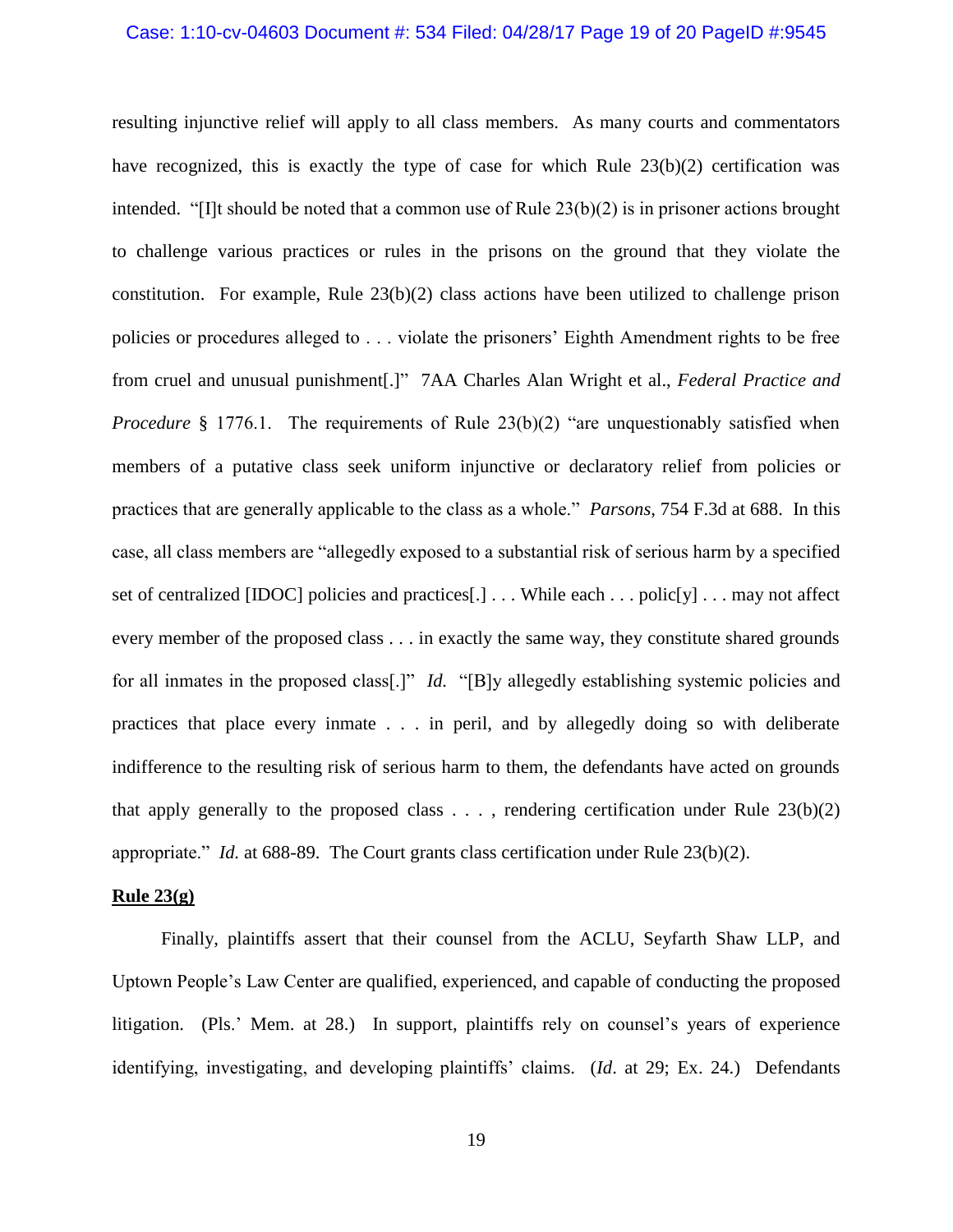resulting injunctive relief will apply to all class members. As many courts and commentators have recognized, this is exactly the type of case for which Rule 23(b)(2) certification was intended. "[I]t should be noted that a common use of Rule 23(b)(2) is in prisoner actions brought to challenge various practices or rules in the prisons on the ground that they violate the constitution. For example, Rule 23(b)(2) class actions have been utilized to challenge prison policies or procedures alleged to . . . violate the prisoners' Eighth Amendment rights to be free from cruel and unusual punishment[.]" 7AA Charles Alan Wright et al., *Federal Practice and Procedure* § 1776.1. The requirements of Rule 23(b)(2) "are unquestionably satisfied when members of a putative class seek uniform injunctive or declaratory relief from policies or practices that are generally applicable to the class as a whole." *Parsons*, 754 F.3d at 688. In this case, all class members are "allegedly exposed to a substantial risk of serious harm by a specified set of centralized [IDOC] policies and practices[.] . . . While each . . . polic[y] . . . may not affect every member of the proposed class . . . in exactly the same way, they constitute shared grounds for all inmates in the proposed class[.]" *Id.* "[B]y allegedly establishing systemic policies and practices that place every inmate . . . in peril, and by allegedly doing so with deliberate indifference to the resulting risk of serious harm to them, the defendants have acted on grounds that apply generally to the proposed class . . . , rendering certification under Rule 23(b)(2) appropriate." *Id.* at 688-89. The Court grants class certification under Rule 23(b)(2).

**Rule 23(g)**

Finally, plaintiffs assert that their counsel from the ACLU, Seyfarth Shaw LLP, and Uptown People's Law Center are qualified, experienced, and capable of conducting the proposed litigation. (Pls.' Mem. at 28.) In support, plaintiffs rely on counsel's years of experience identifying, investigating, and developing plaintiffs' claims. (*Id*. at 29; Ex. 24.) Defendants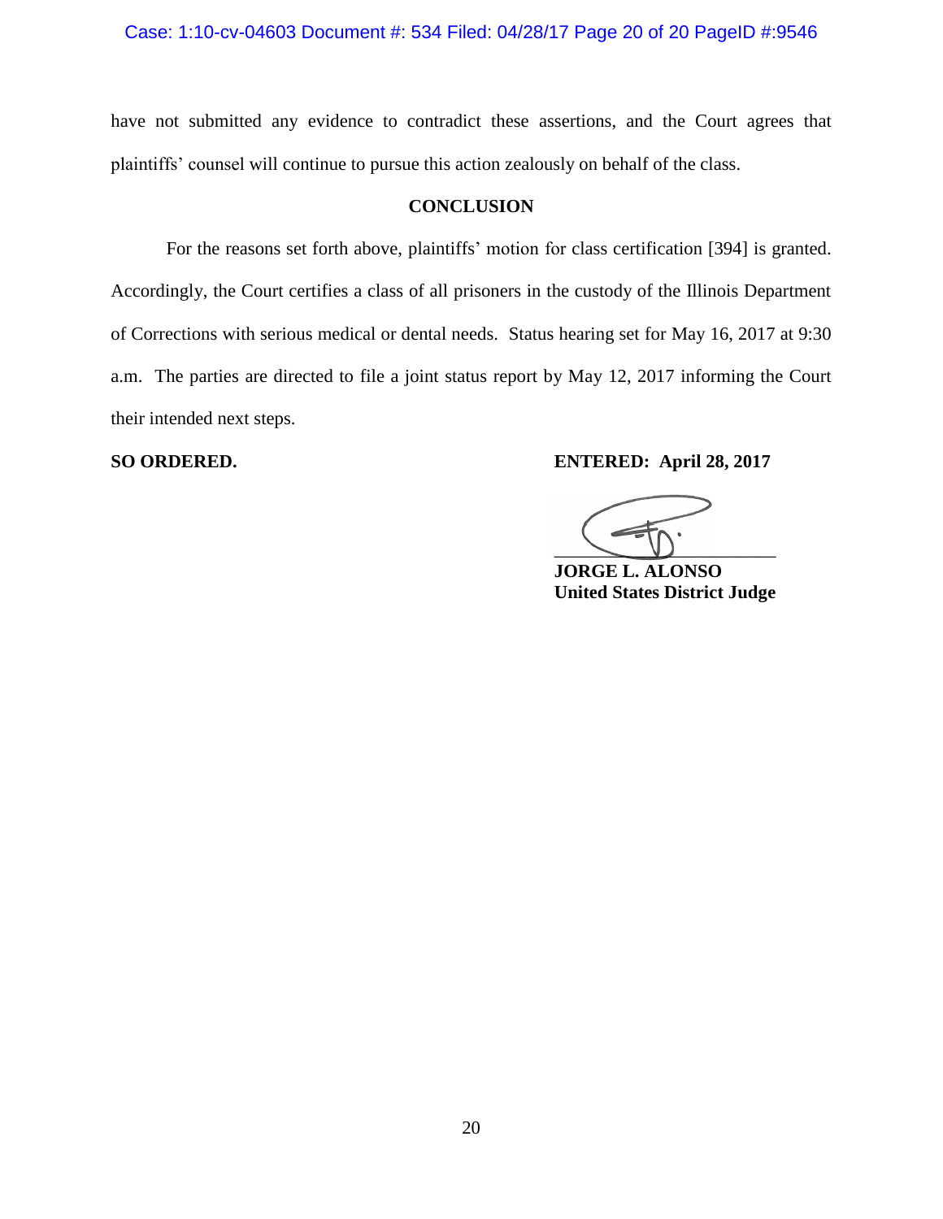have not submitted any evidence to contradict these assertions, and the Court agrees that plaintiffs' counsel will continue to pursue this action zealously on behalf of the class.

## CONCLUSION

For the reasons set forth above, plaintiffs' motion for class certification [394] is granted. Accordingly, the Court certifies a class of all prisoners in the custody of the Illinois Department of Corrections with serious medical or dental needs. Status hearing set for May 16, 2017 at 9:30 a.m. The parties are directed to file a joint status report by May 12, 2017 informing the Court their intended next steps.

**SO ORDERED.** **ENTERED: April 28, 2017**

**JORGE L. ALONSO**
**United States District Judge**